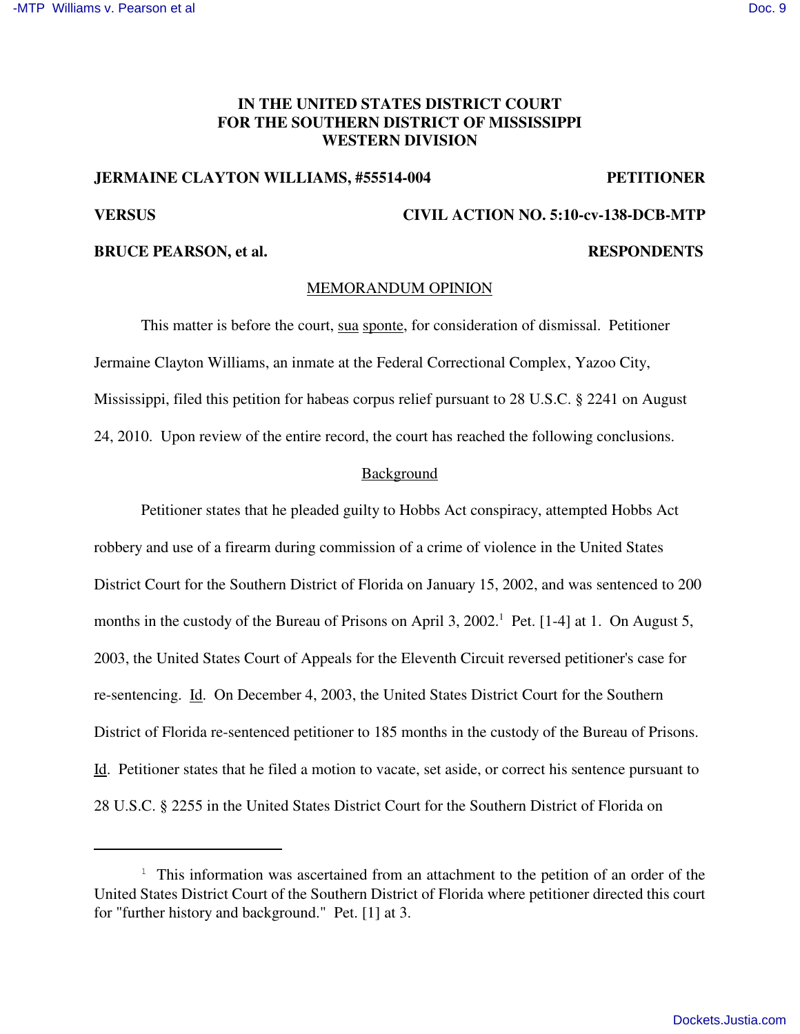**IN THE UNITED STATES DISTRICT COURT**
**FOR THE SOUTHERN DISTRICT OF MISSISSIPPI**
**WESTERN DIVISION**

**JERMAINE CLAYTON WILLIAMS, #55514-004** — **PETITIONER**

**VERSUS** — **CIVIL ACTION NO. 5:10-cv-138-DCB-MTP**

**BRUCE PEARSON, et al.** — **RESPONDENTS**

MEMORANDUM OPINION

This matter is before the court, sua sponte, for consideration of dismissal. Petitioner Jermaine Clayton Williams, an inmate at the Federal Correctional Complex, Yazoo City, Mississippi, filed this petition for habeas corpus relief pursuant to 28 U.S.C. § 2241 on August 24, 2010. Upon review of the entire record, the court has reached the following conclusions.

Background

Petitioner states that he pleaded guilty to Hobbs Act conspiracy, attempted Hobbs Act robbery and use of a firearm during commission of a crime of violence in the United States District Court for the Southern District of Florida on January 15, 2002, and was sentenced to 200 months in the custody of the Bureau of Prisons on April 3, 2002.[1] Pet. [1-4] at 1. On August 5, 2003, the United States Court of Appeals for the Eleventh Circuit reversed petitioner's case for re-sentencing. Id. On December 4, 2003, the United States District Court for the Southern District of Florida re-sentenced petitioner to 185 months in the custody of the Bureau of Prisons. Id. Petitioner states that he filed a motion to vacate, set aside, or correct his sentence pursuant to 28 U.S.C. § 2255 in the United States District Court for the Southern District of Florida on

---

[1] This information was ascertained from an attachment to the petition of an order of the United States District Court of the Southern District of Florida where petitioner directed this court for "further history and background." Pet. [1] at 3.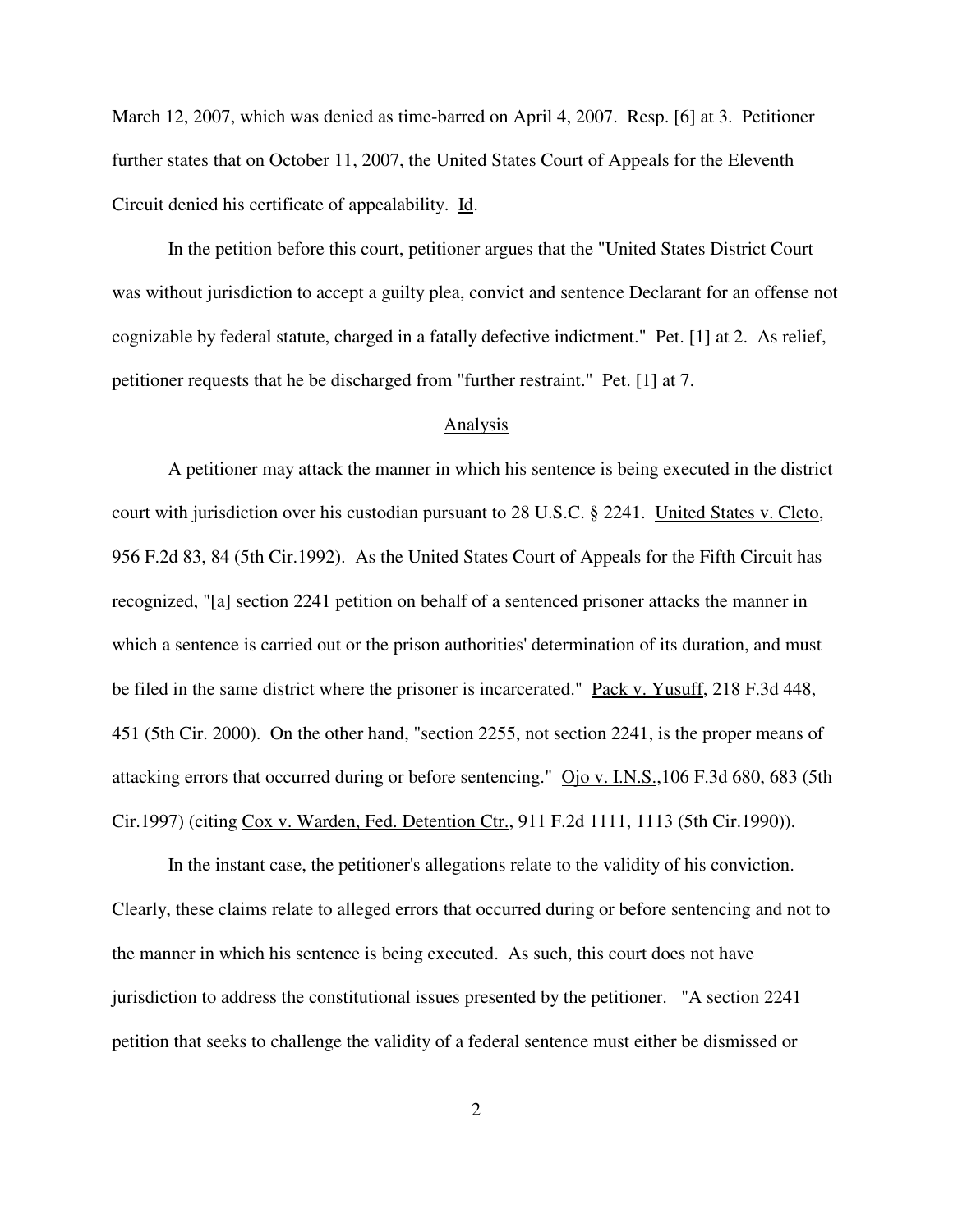March 12, 2007, which was denied as time-barred on April 4, 2007. Resp. [6] at 3. Petitioner further states that on October 11, 2007, the United States Court of Appeals for the Eleventh Circuit denied his certificate of appealability. Id.

In the petition before this court, petitioner argues that the "United States District Court was without jurisdiction to accept a guilty plea, convict and sentence Declarant for an offense not cognizable by federal statute, charged in a fatally defective indictment." Pet. [1] at 2. As relief, petitioner requests that he be discharged from "further restraint." Pet. [1] at 7.

## Analysis

A petitioner may attack the manner in which his sentence is being executed in the district court with jurisdiction over his custodian pursuant to 28 U.S.C. § 2241. United States v. Cleto, 956 F.2d 83, 84 (5th Cir.1992). As the United States Court of Appeals for the Fifth Circuit has recognized, "[a] section 2241 petition on behalf of a sentenced prisoner attacks the manner in which a sentence is carried out or the prison authorities' determination of its duration, and must be filed in the same district where the prisoner is incarcerated." Pack v. Yusuff, 218 F.3d 448, 451 (5th Cir. 2000). On the other hand, "section 2255, not section 2241, is the proper means of attacking errors that occurred during or before sentencing." Ojo v. I.N.S.,106 F.3d 680, 683 (5th Cir.1997) (citing Cox v. Warden, Fed. Detention Ctr., 911 F.2d 1111, 1113 (5th Cir.1990)).

In the instant case, the petitioner's allegations relate to the validity of his conviction. Clearly, these claims relate to alleged errors that occurred during or before sentencing and not to the manner in which his sentence is being executed. As such, this court does not have jurisdiction to address the constitutional issues presented by the petitioner. "A section 2241 petition that seeks to challenge the validity of a federal sentence must either be dismissed or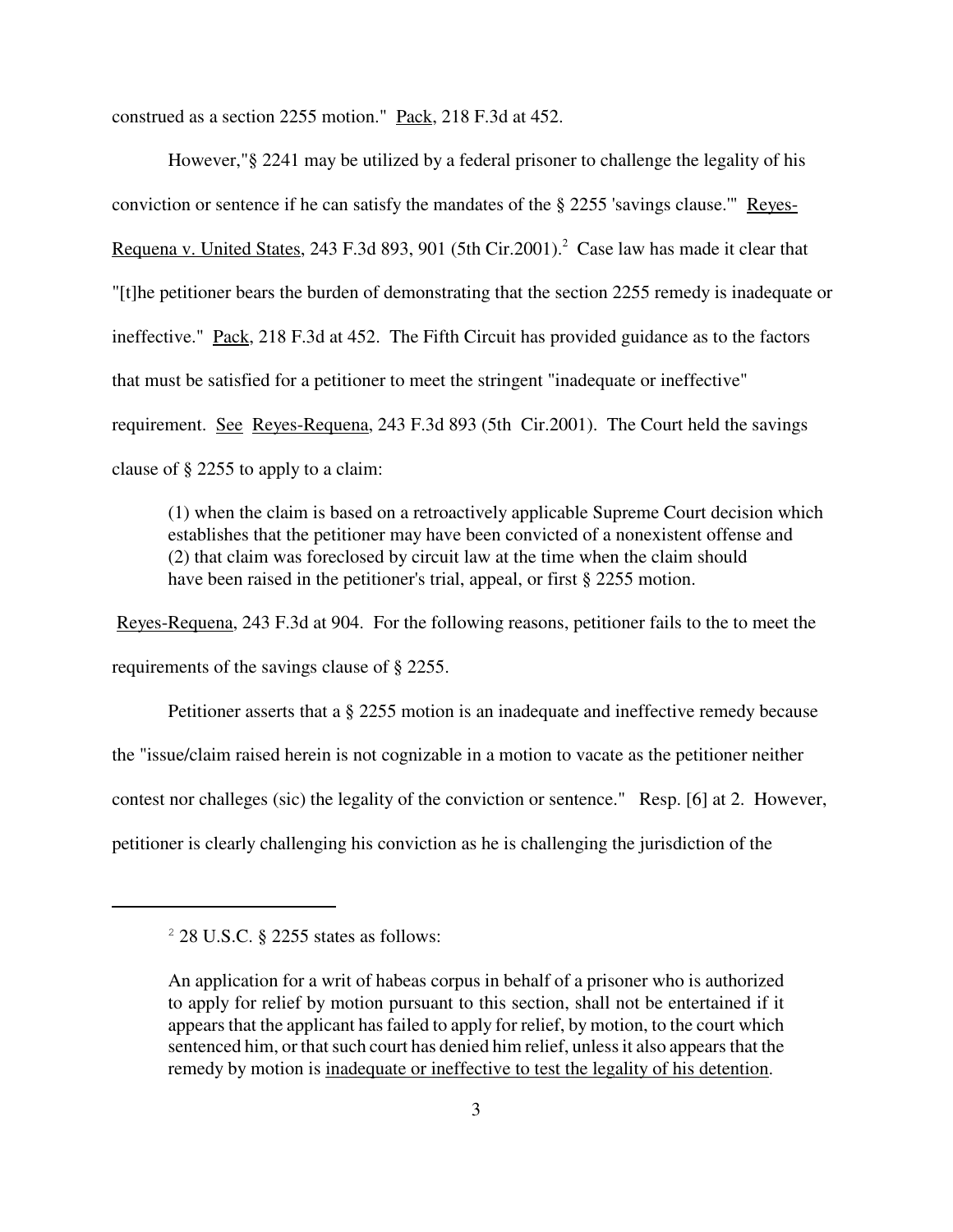construed as a section 2255 motion." Pack, 218 F.3d at 452.

However,"§ 2241 may be utilized by a federal prisoner to challenge the legality of his conviction or sentence if he can satisfy the mandates of the § 2255 'savings clause.'" Reyes-Requena v. United States, 243 F.3d 893, 901 (5th Cir.2001).[2] Case law has made it clear that "[t]he petitioner bears the burden of demonstrating that the section 2255 remedy is inadequate or ineffective." Pack, 218 F.3d at 452. The Fifth Circuit has provided guidance as to the factors that must be satisfied for a petitioner to meet the stringent "inadequate or ineffective" requirement. See Reyes-Requena, 243 F.3d 893 (5th Cir.2001). The Court held the savings clause of § 2255 to apply to a claim:

> (1) when the claim is based on a retroactively applicable Supreme Court decision which establishes that the petitioner may have been convicted of a nonexistent offense and (2) that claim was foreclosed by circuit law at the time when the claim should have been raised in the petitioner's trial, appeal, or first § 2255 motion.

Reyes-Requena, 243 F.3d at 904. For the following reasons, petitioner fails to the to meet the requirements of the savings clause of § 2255.

Petitioner asserts that a § 2255 motion is an inadequate and ineffective remedy because the "issue/claim raised herein is not cognizable in a motion to vacate as the petitioner neither contest nor challeges (sic) the legality of the conviction or sentence." Resp. [6] at 2. However, petitioner is clearly challenging his conviction as he is challenging the jurisdiction of the

---

[2] 28 U.S.C. § 2255 states as follows:

> An application for a writ of habeas corpus in behalf of a prisoner who is authorized to apply for relief by motion pursuant to this section, shall not be entertained if it appears that the applicant has failed to apply for relief, by motion, to the court which sentenced him, or that such court has denied him relief, unless it also appears that the remedy by motion is inadequate or ineffective to test the legality of his detention.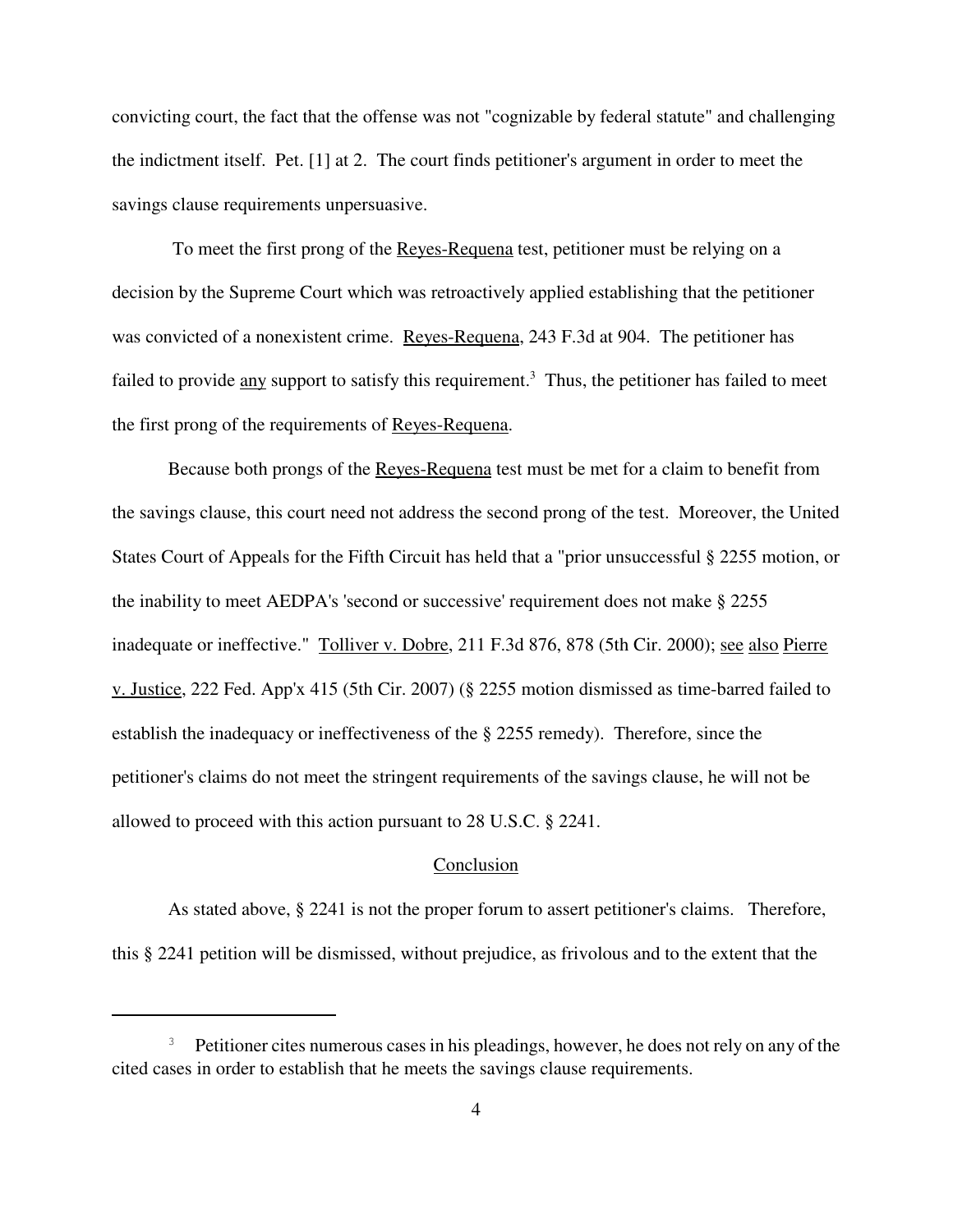convicting court, the fact that the offense was not "cognizable by federal statute" and challenging the indictment itself. Pet. [1] at 2. The court finds petitioner's argument in order to meet the savings clause requirements unpersuasive.

To meet the first prong of the Reyes-Requena test, petitioner must be relying on a decision by the Supreme Court which was retroactively applied establishing that the petitioner was convicted of a nonexistent crime. Reyes-Requena, 243 F.3d at 904. The petitioner has failed to provide any support to satisfy this requirement.[3] Thus, the petitioner has failed to meet the first prong of the requirements of Reyes-Requena.

Because both prongs of the Reyes-Requena test must be met for a claim to benefit from the savings clause, this court need not address the second prong of the test. Moreover, the United States Court of Appeals for the Fifth Circuit has held that a "prior unsuccessful § 2255 motion, or the inability to meet AEDPA's 'second or successive' requirement does not make § 2255 inadequate or ineffective." Tolliver v. Dobre, 211 F.3d 876, 878 (5th Cir. 2000); see also Pierre v. Justice, 222 Fed. App'x 415 (5th Cir. 2007) (§ 2255 motion dismissed as time-barred failed to establish the inadequacy or ineffectiveness of the § 2255 remedy). Therefore, since the petitioner's claims do not meet the stringent requirements of the savings clause, he will not be allowed to proceed with this action pursuant to 28 U.S.C. § 2241.

## Conclusion

As stated above, § 2241 is not the proper forum to assert petitioner's claims. Therefore, this § 2241 petition will be dismissed, without prejudice, as frivolous and to the extent that the

---

[3] Petitioner cites numerous cases in his pleadings, however, he does not rely on any of the cited cases in order to establish that he meets the savings clause requirements.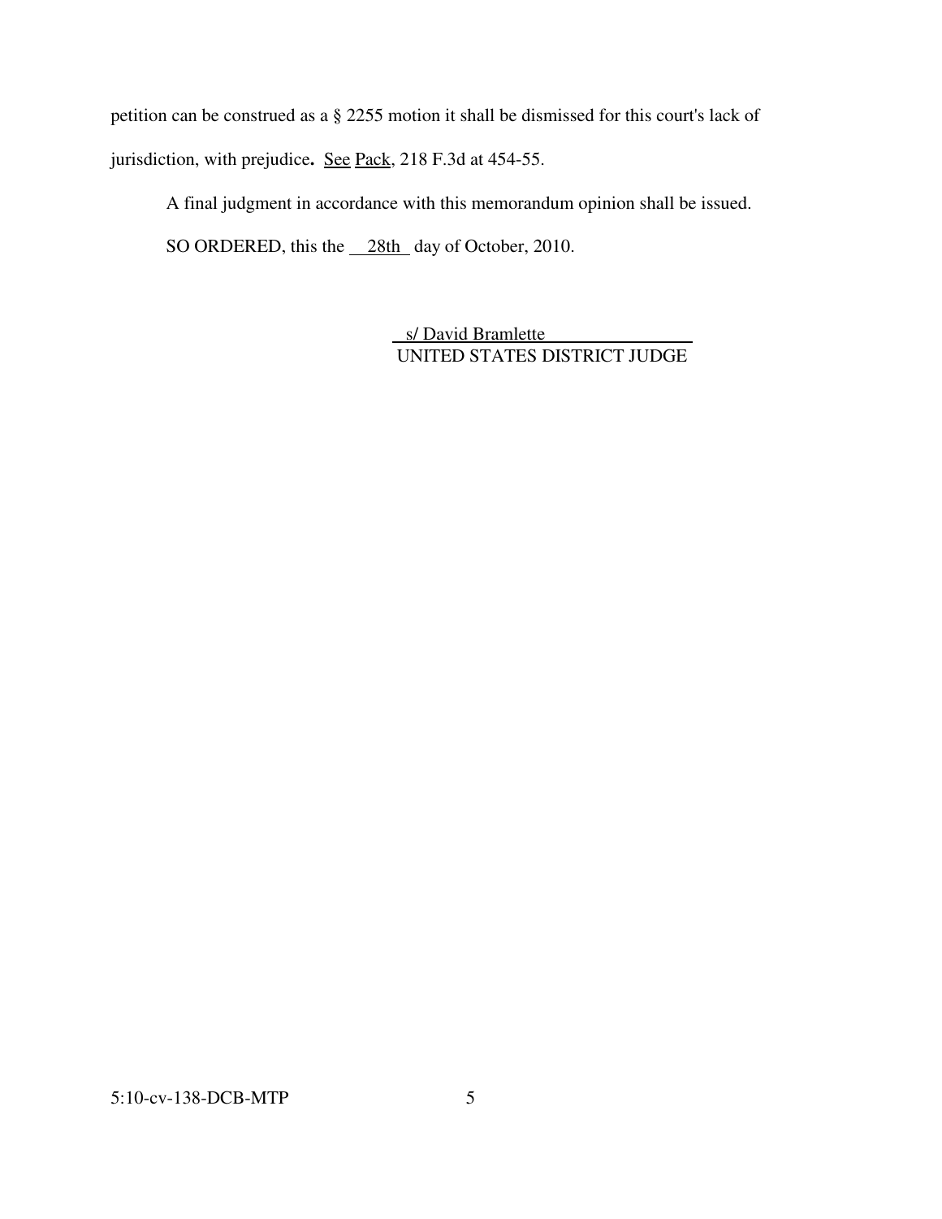petition can be construed as a § 2255 motion it shall be dismissed for this court's lack of jurisdiction, with prejudice**.** See Pack, 218 F.3d at 454-55.

A final judgment in accordance with this memorandum opinion shall be issued.

SO ORDERED, this the 28th day of October, 2010.

s/ David Bramlette
UNITED STATES DISTRICT JUDGE

5:10-cv-138-DCB-MTP